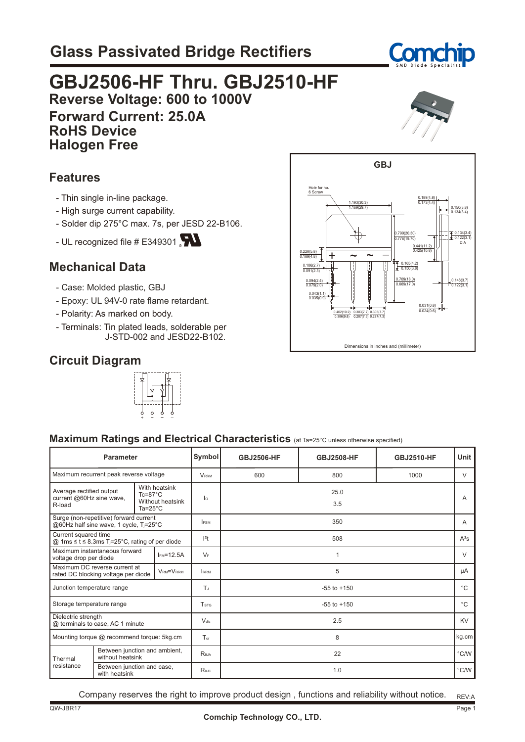# Glass Passivated Bridge Rectifiers

# GBJ2506-HF Thru. GBJ2510-HF

**Reverse Voltage: 600 to 1000V**

**Forward Current: 25.0A**

**RoHS Device**

**Halogen Free**

## Features

- Thin single in-line package.
- High surge current capability.
- Solder dip 275°C max. 7s, per JESD 22-B106.
- UL recognized file # E349301

## Mechanical Data

- Case: Molded plastic, GBJ
- Epoxy: UL 94V-0 rate flame retardant.
- Polarity: As marked on body.
- Terminals: Tin plated leads, solderable per J-STD-002 and JESD22-B102.

## Circuit Diagram

GBJ

Dimensions in inches and (millimeter)

## Maximum Ratings and Electrical Characteristics (at Ta=25°C unless otherwise specified)

| Parameter | | Symbol | GBJ2506-HF | GBJ2508-HF | GBJ2510-HF | Unit |
|---|---|---|---|---|---|---|
| Maximum recurrent peak reverse voltage | | $V_{RRM}$ | 600 | 800 | 1000 | V |
| Average rectified output current @60Hz sine wave, R-load | With heatsink Tc=87°C | $I_O$ | 25.0 | | | A |
| | Without heatsink Ta=25°C | | 3.5 | | | |
| Surge (non-repetitive) forward current @60Hz half sine wave, 1 cycle, $T_j$=25°C | | $I_{FSM}$ | 350 | | | A |
| Current squared time @ 1ms ≤ t ≤ 8.3ms $T_j$=25°C, rating of per diode | | $I^2t$ | 508 | | | $A^2s$ |
| Maximum instantaneous forward voltage drop per diode | $I_{FM}$=12.5A | $V_F$ | 1 | | | V |
| Maximum DC reverse current at rated DC blocking voltage per diode | $V_{RM}=V_{RRM}$ | $I_{RRM}$ | 5 | | | μA |
| Junction temperature range | | $T_J$ | -55 to +150 | | | °C |
| Storage temperature range | | $T_{STG}$ | -55 to +150 | | | °C |
| Dielectric strength @ terminals to case, AC 1 minute | | $V_{dis}$ | 2.5 | | | KV |
| Mounting torque @ recommend torque: 5kg.cm | | $T_{or}$ | 8 | | | kg.cm |
| Thermal resistance | Between junction and ambient, without heatsink | $R_{\theta JA}$ | 22 | | | °C/W |
| | Between junction and case, with heatsink | $R_{\theta JC}$ | 1.0 | | | °C/W |

Company reserves the right to improve product design , functions and reliability without notice.

REV:A

QW-JBR17

Comchip Technology CO., LTD.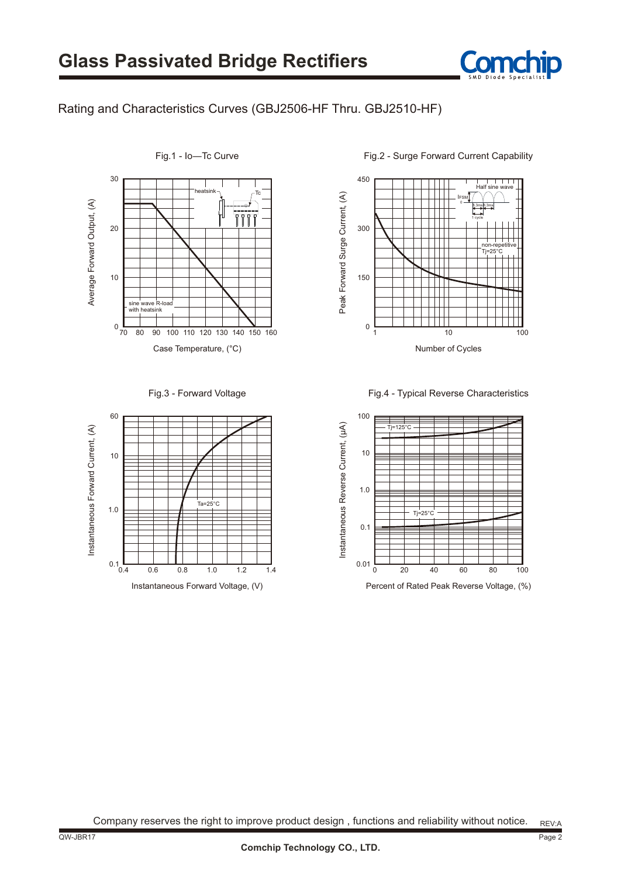# Glass Passivated Bridge Rectifiers

## Rating and Characteristics Curves (GBJ2506-HF Thru. GBJ2510-HF)

Fig.1 - Io—Tc Curve

Average Forward Output, (A)

heatsink

Tc

sine wave R-load
with heatsink

Case Temperature, (°C)

Fig.2 - Surge Forward Current Capability

Peak Forward Surge Current, (A)

Half sine wave

IFSM

8.3ms 8.3ms

1 cycle

non-repetitive
Tj=25°C

Number of Cycles

Fig.3 - Forward Voltage

Instantaneous Forward Current, (A)

Ta=25°C

Instantaneous Forward Voltage, (V)

Fig.4 - Typical Reverse Characteristics

Instantaneous Reverse Current, (μA)

Tj=125°C

Tj=25°C

Percent of Rated Peak Reverse Voltage, (%)

Company reserves the right to improve product design , functions and reliability without notice.

REV:A

QW-JBR17

Comchip Technology CO., LTD.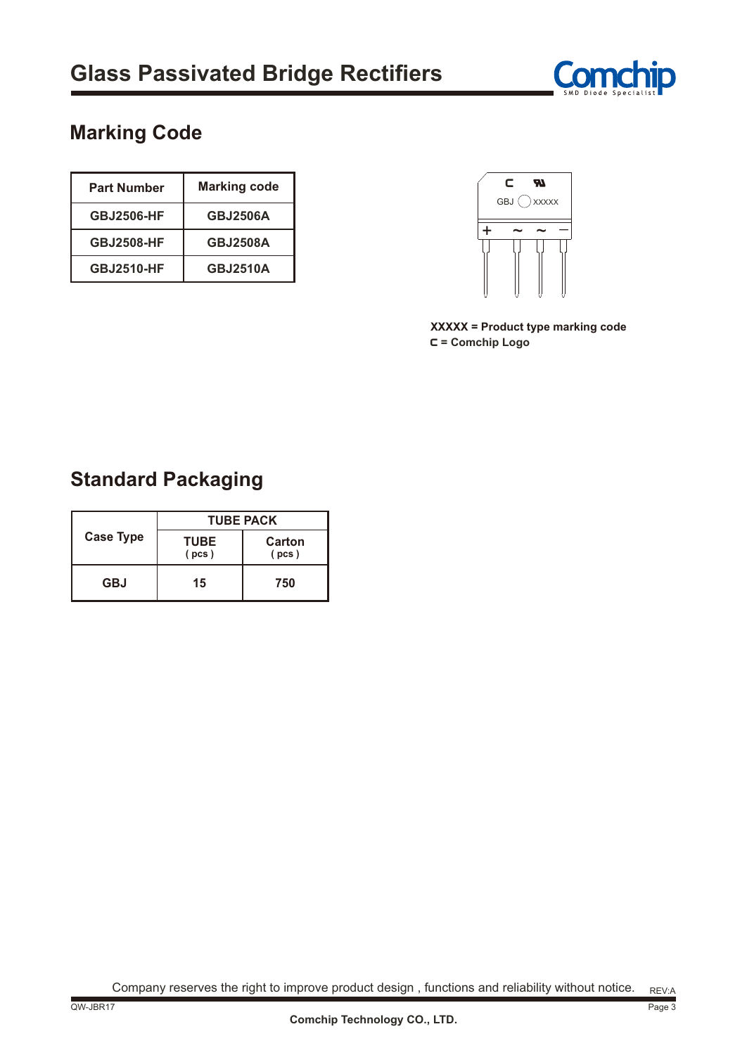# Glass Passivated Bridge Rectifiers

## Marking Code

| Part Number | Marking code |
|---|---|
| GBJ2506-HF | GBJ2506A |
| GBJ2508-HF | GBJ2508A |
| GBJ2510-HF | GBJ2510A |

GBJ XXXXX

\+ ~ ~ −

**XXXXX = Product type marking code**
**⊏ = Comchip Logo**

## Standard Packaging

| Case Type | TUBE PACK | |
|---|---|---|
| | TUBE ( pcs ) | Carton ( pcs ) |
| GBJ | 15 | 750 |

Company reserves the right to improve product design , functions and reliability without notice.

REV:A

QW-JBR17

Comchip Technology CO., LTD.